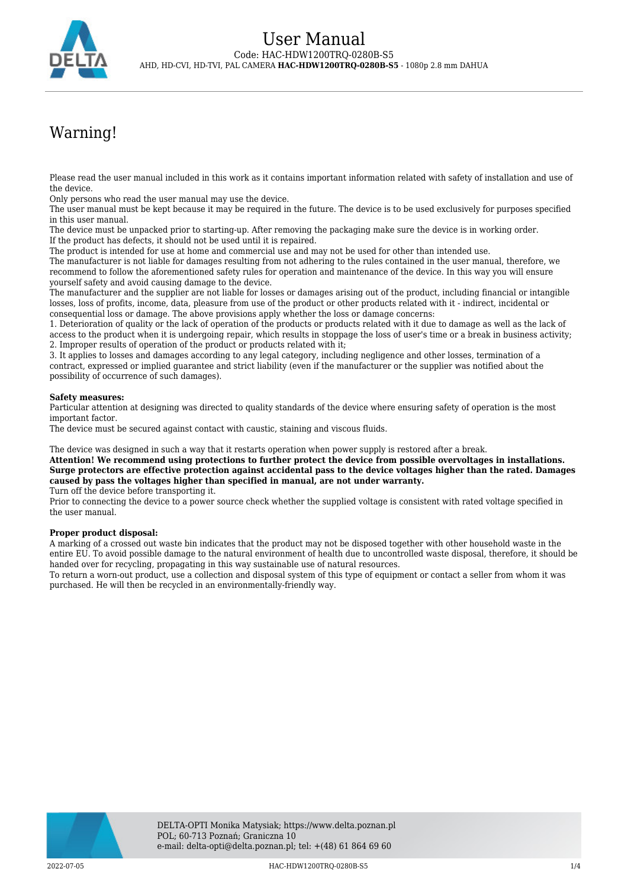# User Manual

Code: HAC-HDW1200TRQ-0280B-S5

AHD, HD-CVI, HD-TVI, PAL CAMERA **HAC-HDW1200TRQ-0280B-S5** - 1080p 2.8 mm DAHUA

## Warning!

Please read the user manual included in this work as it contains important information related with safety of installation and use of the device.
Only persons who read the user manual may use the device.
The user manual must be kept because it may be required in the future. The device is to be used exclusively for purposes specified in this user manual.
The device must be unpacked prior to starting-up. After removing the packaging make sure the device is in working order.
If the product has defects, it should not be used until it is repaired.
The product is intended for use at home and commercial use and may not be used for other than intended use.
The manufacturer is not liable for damages resulting from not adhering to the rules contained in the user manual, therefore, we recommend to follow the aforementioned safety rules for operation and maintenance of the device. In this way you will ensure yourself safety and avoid causing damage to the device.
The manufacturer and the supplier are not liable for losses or damages arising out of the product, including financial or intangible losses, loss of profits, income, data, pleasure from use of the product or other products related with it - indirect, incidental or consequential loss or damage. The above provisions apply whether the loss or damage concerns:
1. Deterioration of quality or the lack of operation of the products or products related with it due to damage as well as the lack of access to the product when it is undergoing repair, which results in stoppage the loss of user's time or a break in business activity;
2. Improper results of operation of the product or products related with it;
3. It applies to losses and damages according to any legal category, including negligence and other losses, termination of a contract, expressed or implied guarantee and strict liability (even if the manufacturer or the supplier was notified about the possibility of occurrence of such damages).

**Safety measures:**
Particular attention at designing was directed to quality standards of the device where ensuring safety of operation is the most important factor.
The device must be secured against contact with caustic, staining and viscous fluids.

The device was designed in such a way that it restarts operation when power supply is restored after a break.
**Attention! We recommend using protections to further protect the device from possible overvoltages in installations. Surge protectors are effective protection against accidental pass to the device voltages higher than the rated. Damages caused by pass the voltages higher than specified in manual, are not under warranty.**
Turn off the device before transporting it.
Prior to connecting the device to a power source check whether the supplied voltage is consistent with rated voltage specified in the user manual.

**Proper product disposal:**
A marking of a crossed out waste bin indicates that the product may not be disposed together with other household waste in the entire EU. To avoid possible damage to the natural environment of health due to uncontrolled waste disposal, therefore, it should be handed over for recycling, propagating in this way sustainable use of natural resources.
To return a worn-out product, use a collection and disposal system of this type of equipment or contact a seller from whom it was purchased. He will then be recycled in an environmentally-friendly way.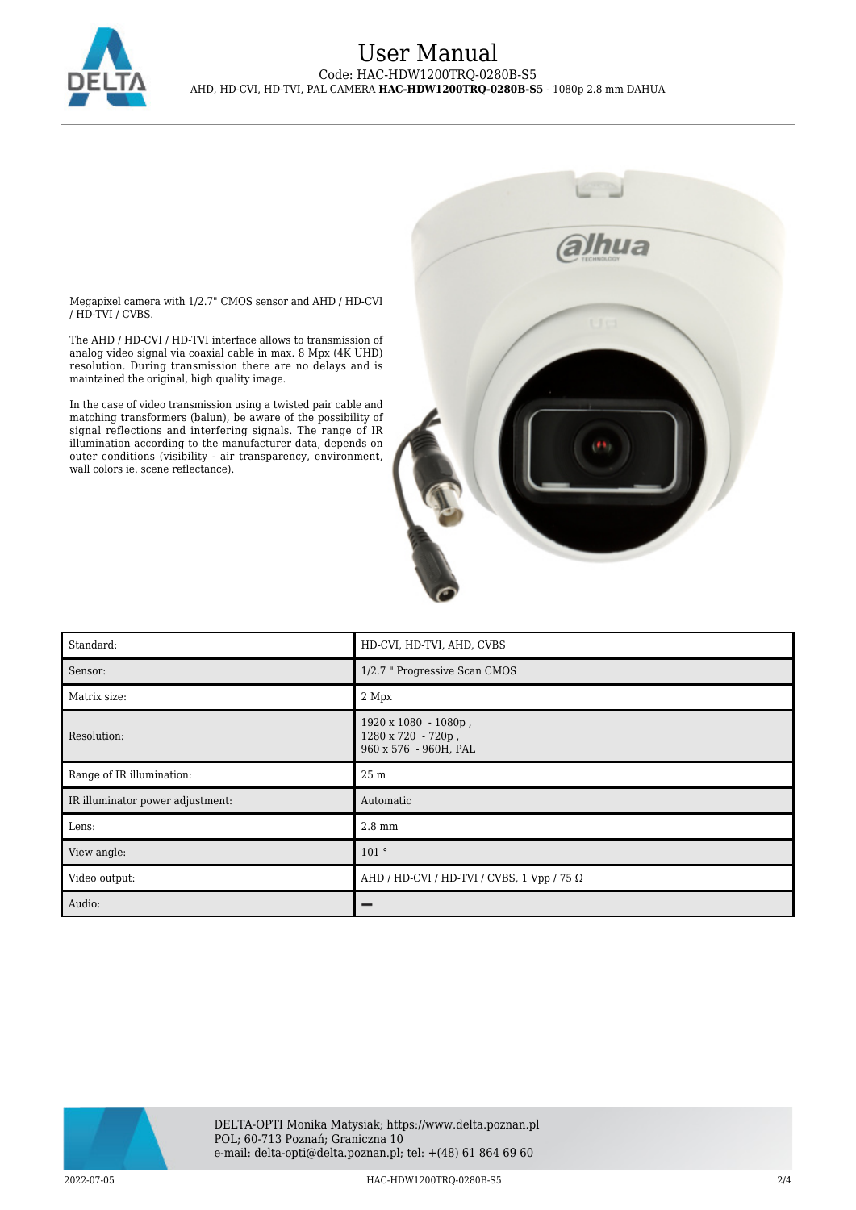Megapixel camera with 1/2.7" CMOS sensor and AHD / HD-CVI / HD-TVI / CVBS.

The AHD / HD-CVI / HD-TVI interface allows to transmission of analog video signal via coaxial cable in max. 8 Mpx (4K UHD) resolution. During transmission there are no delays and is maintained the original, high quality image.

In the case of video transmission using a twisted pair cable and matching transformers (balun), be aware of the possibility of signal reflections and interfering signals. The range of IR illumination according to the manufacturer data, depends on outer conditions (visibility - air transparency, environment, wall colors ie. scene reflectance).

| Standard: | HD-CVI, HD-TVI, AHD, CVBS |
|---|---|
| Sensor: | 1/2.7 " Progressive Scan CMOS |
| Matrix size: | 2 Mpx |
| Resolution: | 1920 x 1080 - 1080p ,<br>1280 x 720 - 720p ,<br>960 x 576 - 960H, PAL |
| Range of IR illumination: | 25 m |
| IR illuminator power adjustment: | Automatic |
| Lens: | 2.8 mm |
| View angle: | 101 ° |
| Video output: | AHD / HD-CVI / HD-TVI / CVBS, 1 Vpp / 75 Ω |
| Audio: | – |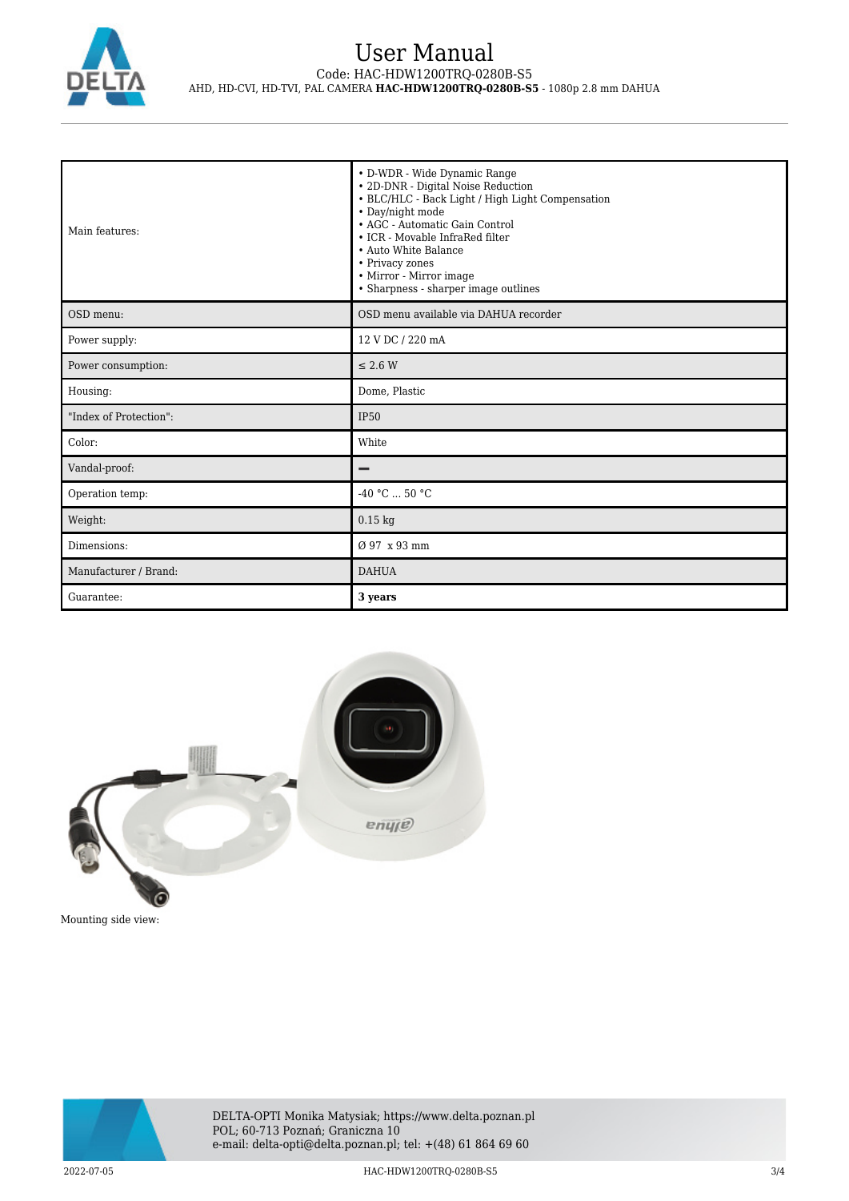| | |
|---|---|
| Main features: | • D-WDR - Wide Dynamic Range<br>• 2D-DNR - Digital Noise Reduction<br>• BLC/HLC - Back Light / High Light Compensation<br>• Day/night mode<br>• AGC - Automatic Gain Control<br>• ICR - Movable InfraRed filter<br>• Auto White Balance<br>• Privacy zones<br>• Mirror - Mirror image<br>• Sharpness - sharper image outlines |
| OSD menu: | OSD menu available via DAHUA recorder |
| Power supply: | 12 V DC / 220 mA |
| Power consumption: | ≤ 2.6 W |
| Housing: | Dome, Plastic |
| "Index of Protection": | IP50 |
| Color: | White |
| Vandal-proof: | – |
| Operation temp: | -40 °C ... 50 °C |
| Weight: | 0.15 kg |
| Dimensions: | Ø 97 x 93 mm |
| Manufacturer / Brand: | DAHUA |
| Guarantee: | **3 years** |

Mounting side view: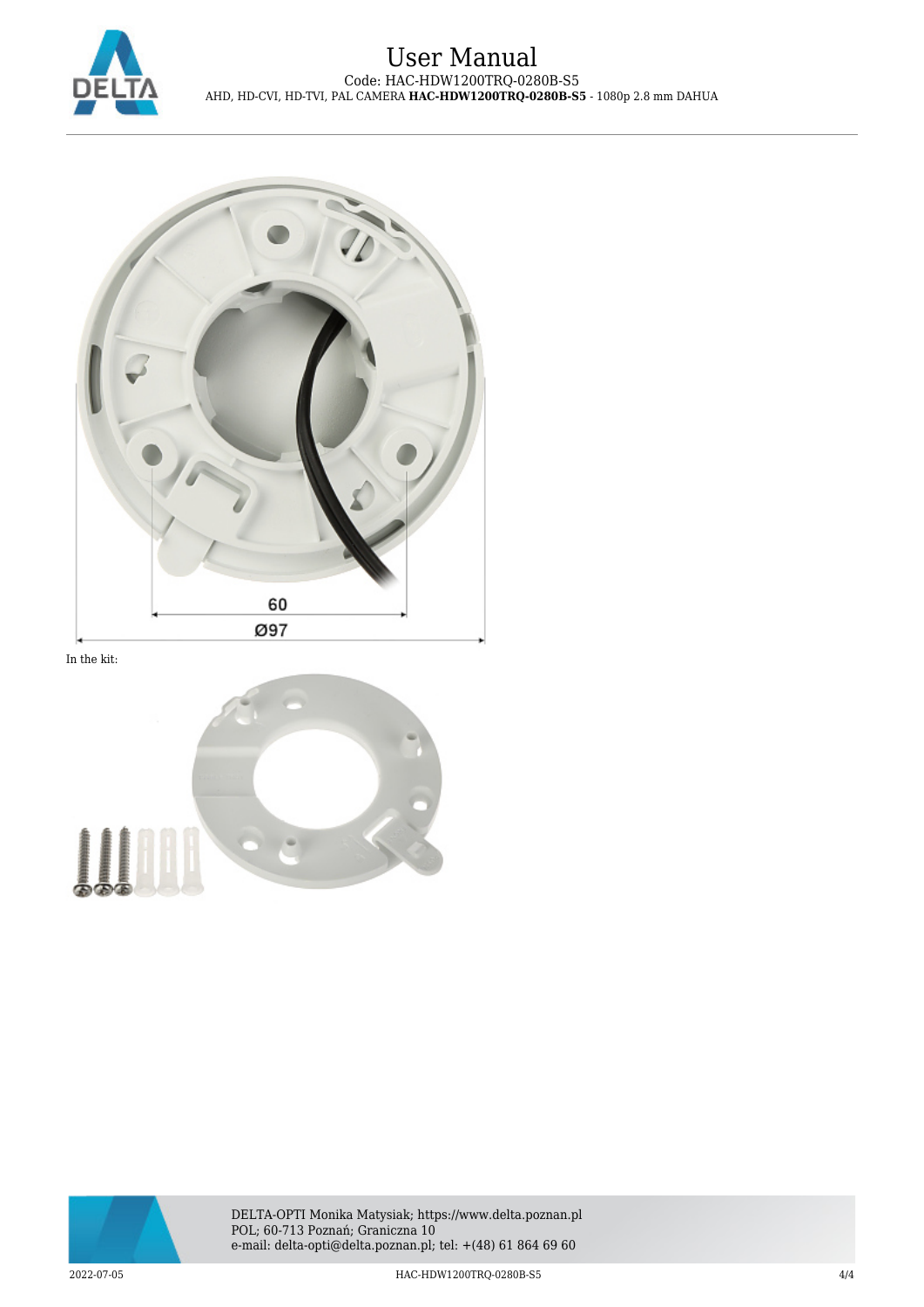60

Ø97

In the kit: